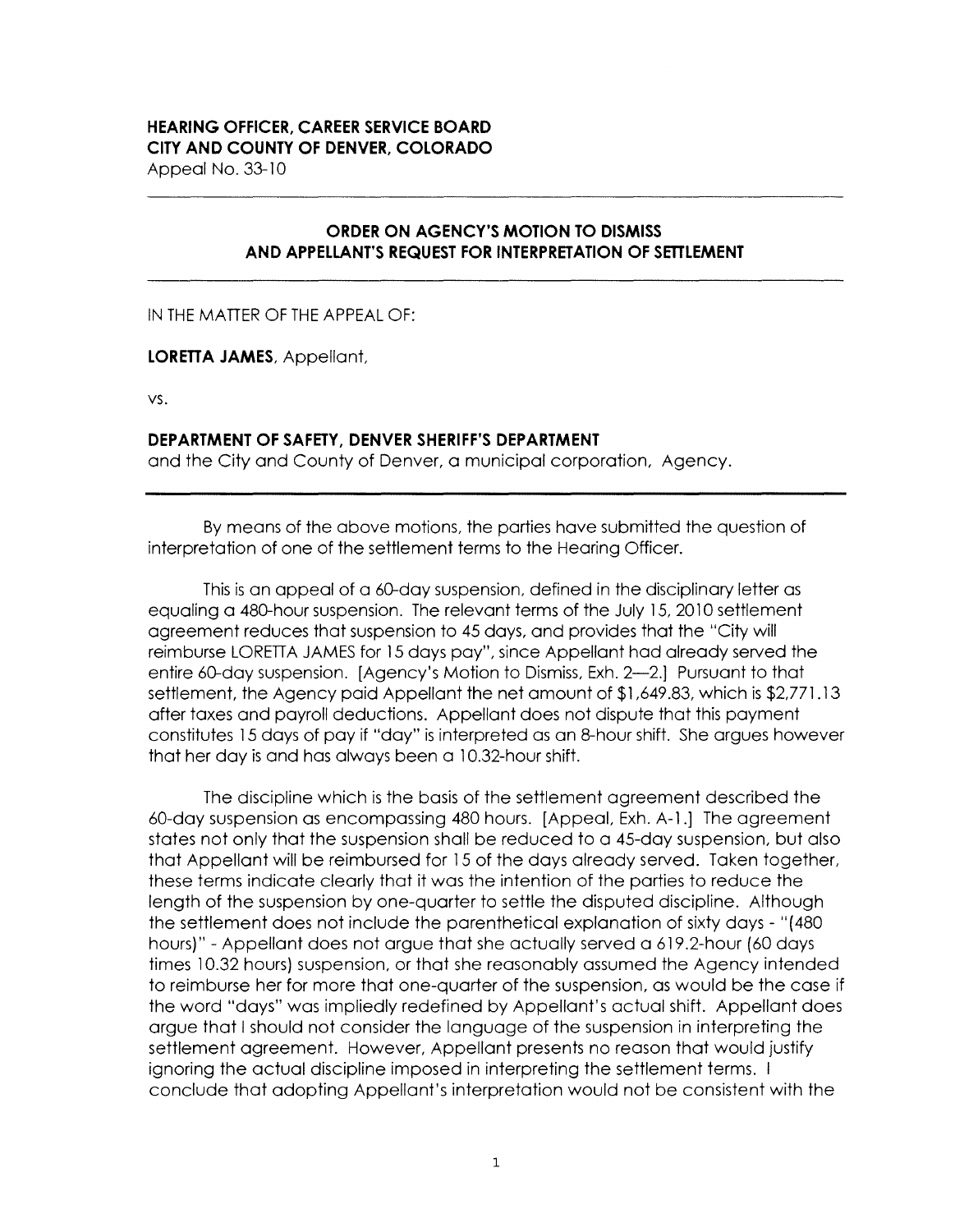**HEARING OFFICER, CAREER SERVICE BOARD**
**CITY AND COUNTY OF DENVER, COLORADO**
Appeal No. 33-10

---

## ORDER ON AGENCY'S MOTION TO DISMISS AND APPELLANT'S REQUEST FOR INTERPRETATION OF SETTLEMENT

---

IN THE MATTER OF THE APPEAL OF:

**LORETTA JAMES**, Appellant,

vs.

**DEPARTMENT OF SAFETY, DENVER SHERIFF'S DEPARTMENT**
and the City and County of Denver, a municipal corporation, Agency.

---

By means of the above motions, the parties have submitted the question of interpretation of one of the settlement terms to the Hearing Officer.

This is an appeal of a 60-day suspension, defined in the disciplinary letter as equaling a 480-hour suspension. The relevant terms of the July 15, 2010 settlement agreement reduces that suspension to 45 days, and provides that the "City will reimburse LORETTA JAMES for 15 days pay", since Appellant had already served the entire 60-day suspension. [Agency's Motion to Dismiss, Exh. 2—2.] Pursuant to that settlement, the Agency paid Appellant the net amount of $1,649.83, which is $2,771.13 after taxes and payroll deductions. Appellant does not dispute that this payment constitutes 15 days of pay if "day" is interpreted as an 8-hour shift. She argues however that her day is and has always been a 10.32-hour shift.

The discipline which is the basis of the settlement agreement described the 60-day suspension as encompassing 480 hours. [Appeal, Exh. A-1.] The agreement states not only that the suspension shall be reduced to a 45-day suspension, but also that Appellant will be reimbursed for 15 of the days already served. Taken together, these terms indicate clearly that it was the intention of the parties to reduce the length of the suspension by one-quarter to settle the disputed discipline. Although the settlement does not include the parenthetical explanation of sixty days - "(480 hours)" - Appellant does not argue that she actually served a 619.2-hour (60 days times 10.32 hours) suspension, or that she reasonably assumed the Agency intended to reimburse her for more that one-quarter of the suspension, as would be the case if the word "days" was impliedly redefined by Appellant's actual shift. Appellant does argue that I should not consider the language of the suspension in interpreting the settlement agreement. However, Appellant presents no reason that would justify ignoring the actual discipline imposed in interpreting the settlement terms. I conclude that adopting Appellant's interpretation would not be consistent with the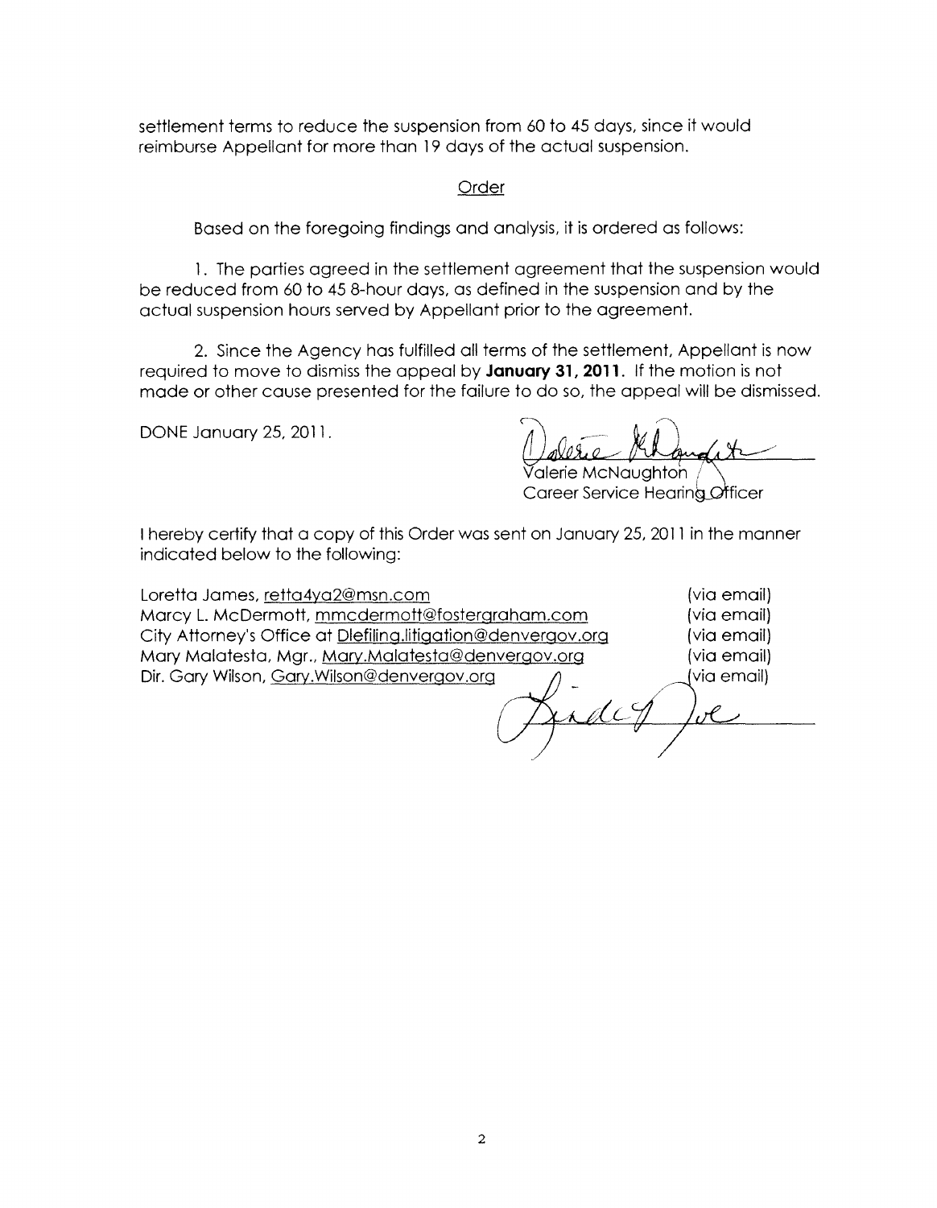settlement terms to reduce the suspension from 60 to 45 days, since it would reimburse Appellant for more than 19 days of the actual suspension.

## Order

Based on the foregoing findings and analysis, it is ordered as follows:

1. The parties agreed in the settlement agreement that the suspension would be reduced from 60 to 45 8-hour days, as defined in the suspension and by the actual suspension hours served by Appellant prior to the agreement.

2. Since the Agency has fulfilled all terms of the settlement, Appellant is now required to move to dismiss the appeal by **January 31, 2011.** If the motion is not made or other cause presented for the failure to do so, the appeal will be dismissed.

DONE January 25, 2011.

Valerie McNaughton
Career Service Hearing Officer

I hereby certify that a copy of this Order was sent on January 25, 2011 in the manner indicated below to the following:

| | |
|---|---|
| Loretta James, retta4ya2@msn.com | (via email) |
| Marcy L. McDermott, mmcdermott@fostergraham.com | (via email) |
| City Attorney's Office at Dlefiling.litigation@denvergov.org | (via email) |
| Mary Malatesta, Mgr., Mary.Malatesta@denvergov.org | (via email) |
| Dir. Gary Wilson, Gary.Wilson@denvergov.org | (via email) |